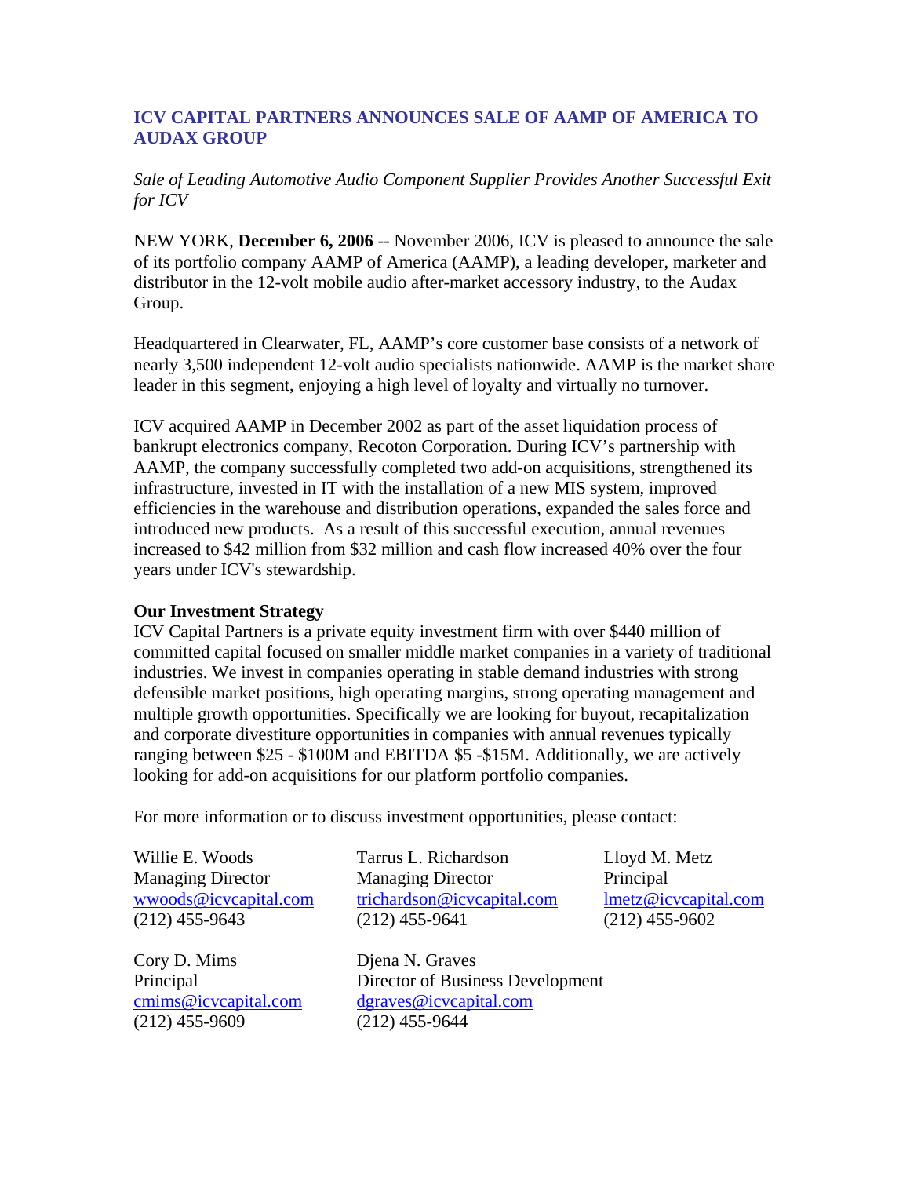# ICV CAPITAL PARTNERS ANNOUNCES SALE OF AAMP OF AMERICA TO AUDAX GROUP

*Sale of Leading Automotive Audio Component Supplier Provides Another Successful Exit for ICV*

NEW YORK, **December 6, 2006** -- November 2006, ICV is pleased to announce the sale of its portfolio company AAMP of America (AAMP), a leading developer, marketer and distributor in the 12-volt mobile audio after-market accessory industry, to the Audax Group.

Headquartered in Clearwater, FL, AAMP's core customer base consists of a network of nearly 3,500 independent 12-volt audio specialists nationwide. AAMP is the market share leader in this segment, enjoying a high level of loyalty and virtually no turnover.

ICV acquired AAMP in December 2002 as part of the asset liquidation process of bankrupt electronics company, Recoton Corporation. During ICV's partnership with AAMP, the company successfully completed two add-on acquisitions, strengthened its infrastructure, invested in IT with the installation of a new MIS system, improved efficiencies in the warehouse and distribution operations, expanded the sales force and introduced new products. As a result of this successful execution, annual revenues increased to $42 million from $32 million and cash flow increased 40% over the four years under ICV's stewardship.

**Our Investment Strategy**

ICV Capital Partners is a private equity investment firm with over $440 million of committed capital focused on smaller middle market companies in a variety of traditional industries. We invest in companies operating in stable demand industries with strong defensible market positions, high operating margins, strong operating management and multiple growth opportunities. Specifically we are looking for buyout, recapitalization and corporate divestiture opportunities in companies with annual revenues typically ranging between $25 - $100M and EBITDA $5 -$15M. Additionally, we are actively looking for add-on acquisitions for our platform portfolio companies.

For more information or to discuss investment opportunities, please contact:

Willie E. Woods
Managing Director
wwoods@icvcapital.com
(212) 455-9643

Tarrus L. Richardson
Managing Director
trichardson@icvcapital.com
(212) 455-9641

Lloyd M. Metz
Principal
lmetz@icvcapital.com
(212) 455-9602

Cory D. Mims
Principal
cmims@icvcapital.com
(212) 455-9609

Djena N. Graves
Director of Business Development
dgraves@icvcapital.com
(212) 455-9644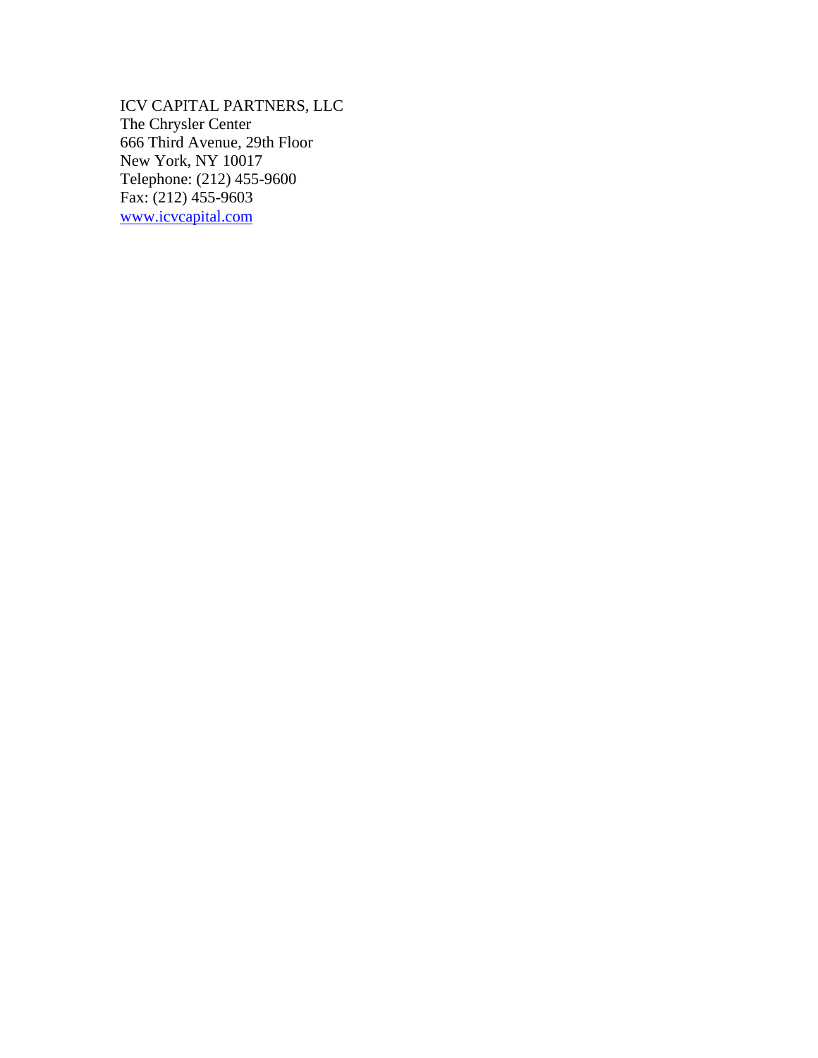ICV CAPITAL PARTNERS, LLC
The Chrysler Center
666 Third Avenue, 29th Floor
New York, NY 10017
Telephone: (212) 455-9600
Fax: (212) 455-9603
www.icvcapital.com